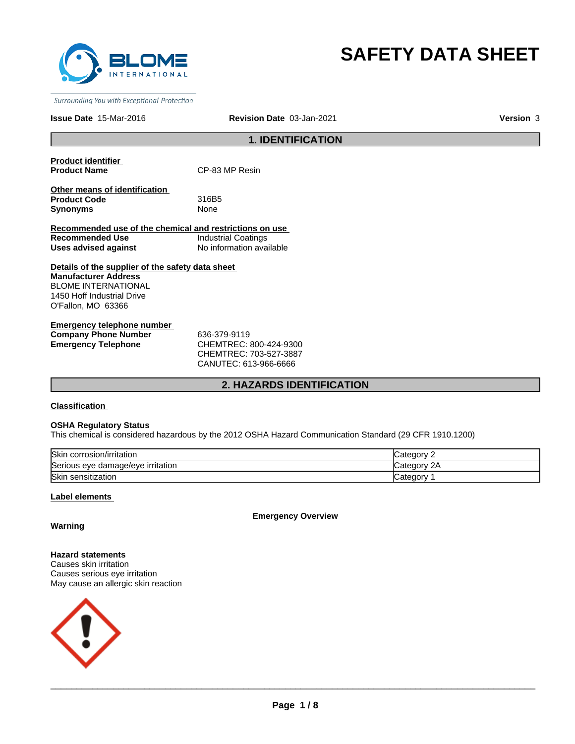# SAFETY DATA SHEET

*Surrounding You with Exceptional Protection*

**Issue Date** 15-Mar-2016 **Revision Date** 03-Jan-2021 **Version** 3

## 1. IDENTIFICATION

**Product identifier**

**Product Name** CP-83 MP Resin

**Other means of identification**

**Product Code** 316B5

**Synonyms** None

**Recommended use of the chemical and restrictions on use**

**Recommended Use** Industrial Coatings

**Uses advised against** No information available

**Details of the supplier of the safety data sheet**

**Manufacturer Address**
BLOME INTERNATIONAL
1450 Hoff Industrial Drive
O'Fallon, MO 63366

**Emergency telephone number**

**Company Phone Number** 636-379-9119

**Emergency Telephone** CHEMTREC: 800-424-9300
CHEMTREC: 703-527-3887
CANUTEC: 613-966-6666

## 2. HAZARDS IDENTIFICATION

**Classification**

**OSHA Regulatory Status**
This chemical is considered hazardous by the 2012 OSHA Hazard Communication Standard (29 CFR 1910.1200)

| Hazard | Category |
| --- | --- |
| Skin corrosion/irritation | Category 2 |
| Serious eye damage/eye irritation | Category 2A |
| Skin sensitization | Category 1 |

**Label elements**

**Emergency Overview**

**Warning**

**Hazard statements**
Causes skin irritation
Causes serious eye irritation
May cause an allergic skin reaction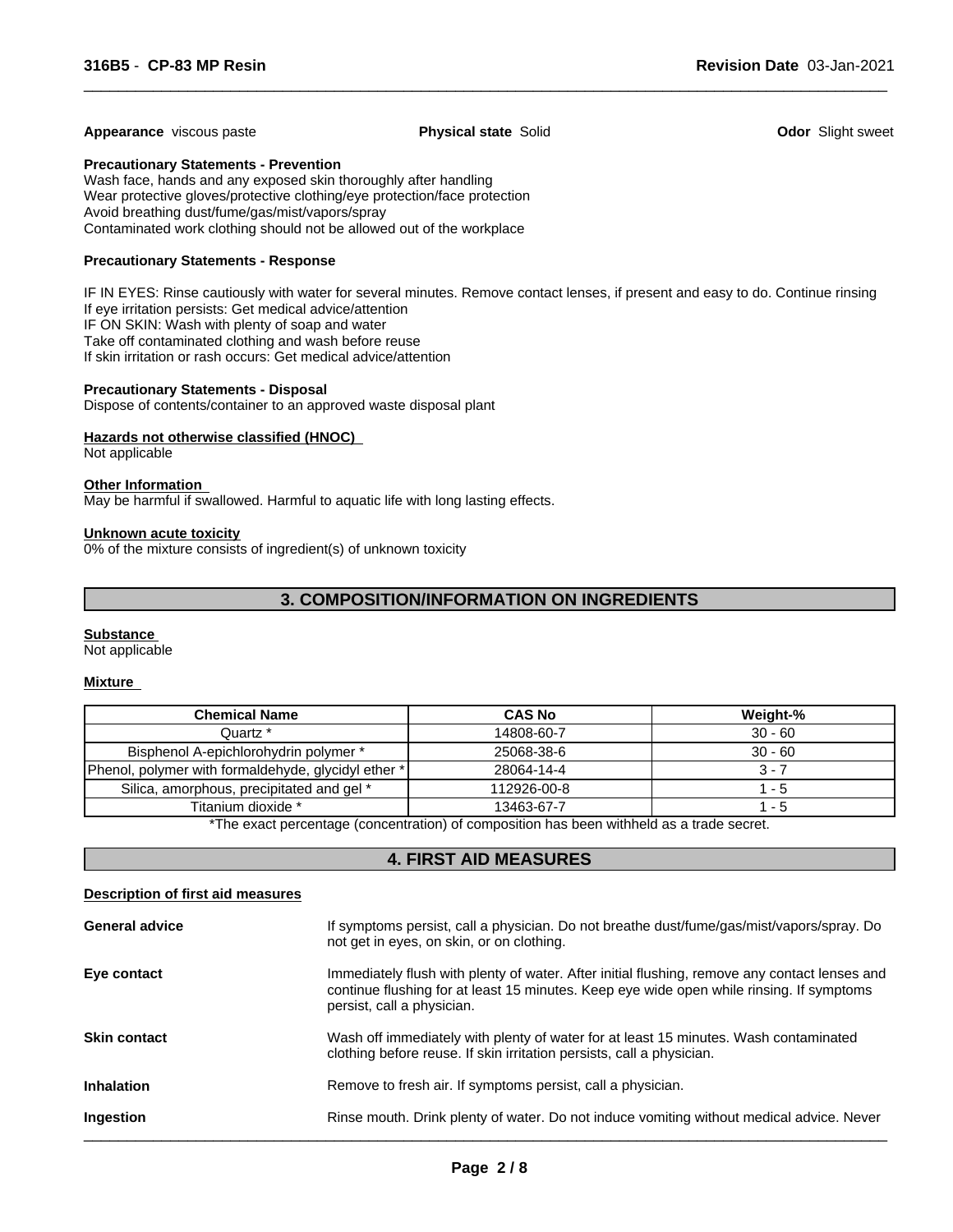**Appearance** viscous paste **Physical state** Solid **Odor** Slight sweet

**Precautionary Statements - Prevention**

Wash face, hands and any exposed skin thoroughly after handling
Wear protective gloves/protective clothing/eye protection/face protection
Avoid breathing dust/fume/gas/mist/vapors/spray
Contaminated work clothing should not be allowed out of the workplace

**Precautionary Statements - Response**

IF IN EYES: Rinse cautiously with water for several minutes. Remove contact lenses, if present and easy to do. Continue rinsing
If eye irritation persists: Get medical advice/attention
IF ON SKIN: Wash with plenty of soap and water
Take off contaminated clothing and wash before reuse
If skin irritation or rash occurs: Get medical advice/attention

**Precautionary Statements - Disposal**

Dispose of contents/container to an approved waste disposal plant

**Hazards not otherwise classified (HNOC)**

Not applicable

**Other Information**

May be harmful if swallowed. Harmful to aquatic life with long lasting effects.

**Unknown acute toxicity**

0% of the mixture consists of ingredient(s) of unknown toxicity

## 3. COMPOSITION/INFORMATION ON INGREDIENTS

**Substance**

Not applicable

**Mixture**

| Chemical Name | CAS No | Weight-% |
|---|---|---|
| Quartz * | 14808-60-7 | 30 - 60 |
| Bisphenol A-epichlorohydrin polymer * | 25068-38-6 | 30 - 60 |
| Phenol, polymer with formaldehyde, glycidyl ether * | 28064-14-4 | 3 - 7 |
| Silica, amorphous, precipitated and gel * | 112926-00-8 | 1 - 5 |
| Titanium dioxide * | 13463-67-7 | 1 - 5 |

*The exact percentage (concentration) of composition has been withheld as a trade secret.

## 4. FIRST AID MEASURES

**Description of first aid measures**

**General advice** If symptoms persist, call a physician. Do not breathe dust/fume/gas/mist/vapors/spray. Do not get in eyes, on skin, or on clothing.

**Eye contact** Immediately flush with plenty of water. After initial flushing, remove any contact lenses and continue flushing for at least 15 minutes. Keep eye wide open while rinsing. If symptoms persist, call a physician.

**Skin contact** Wash off immediately with plenty of water for at least 15 minutes. Wash contaminated clothing before reuse. If skin irritation persists, call a physician.

**Inhalation** Remove to fresh air. If symptoms persist, call a physician.

**Ingestion** Rinse mouth. Drink plenty of water. Do not induce vomiting without medical advice. Never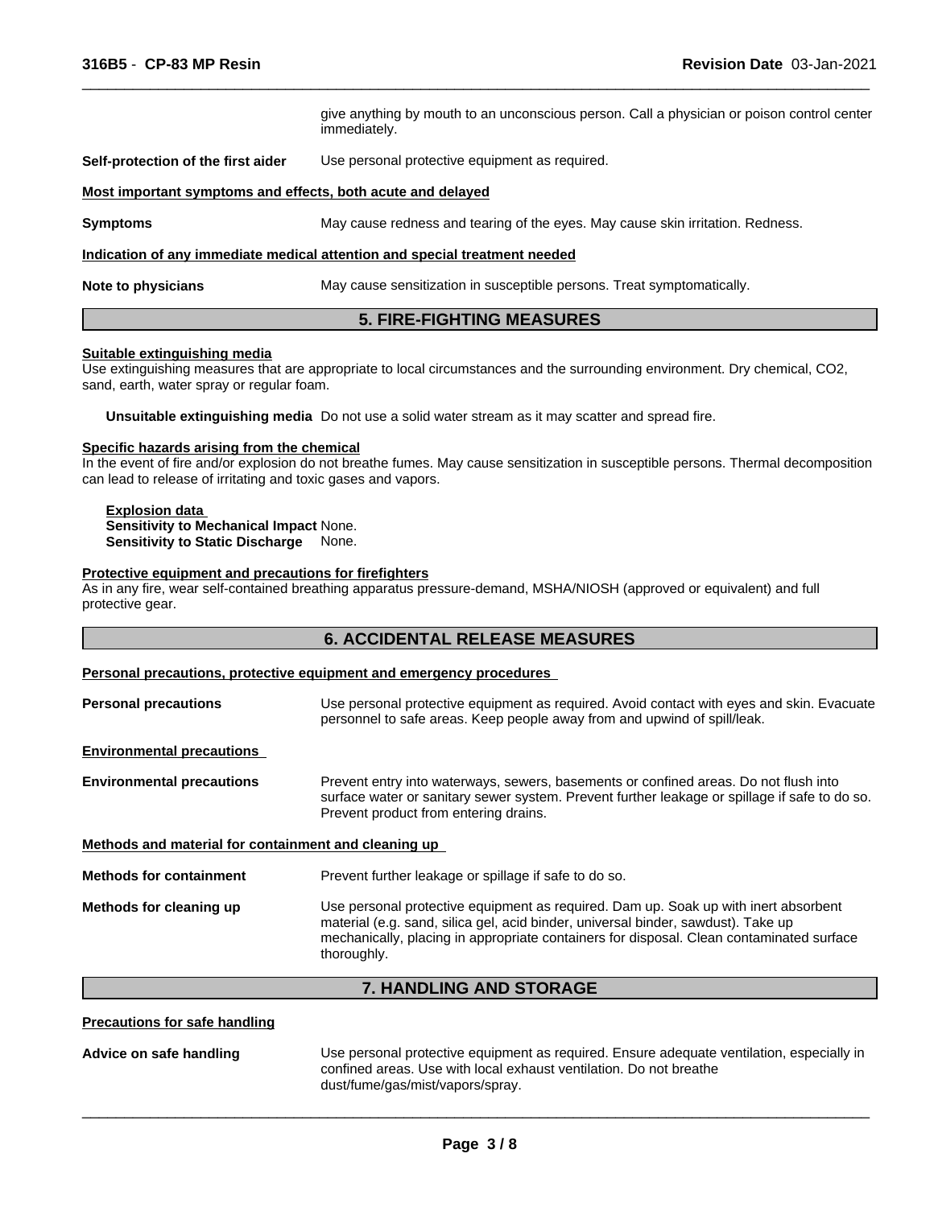give anything by mouth to an unconscious person. Call a physician or poison control center immediately.

**Self-protection of the first aider** Use personal protective equipment as required.

**Most important symptoms and effects, both acute and delayed**

**Symptoms** May cause redness and tearing of the eyes. May cause skin irritation. Redness.

**Indication of any immediate medical attention and special treatment needed**

**Note to physicians** May cause sensitization in susceptible persons. Treat symptomatically.

## 5. FIRE-FIGHTING MEASURES

**Suitable extinguishing media**

Use extinguishing measures that are appropriate to local circumstances and the surrounding environment. Dry chemical, $CO_2$, sand, earth, water spray or regular foam.

**Unsuitable extinguishing media** Do not use a solid water stream as it may scatter and spread fire.

**Specific hazards arising from the chemical**

In the event of fire and/or explosion do not breathe fumes. May cause sensitization in susceptible persons. Thermal decomposition can lead to release of irritating and toxic gases and vapors.

**Explosion data**

**Sensitivity to Mechanical Impact** None.

**Sensitivity to Static Discharge** None.

**Protective equipment and precautions for firefighters**

As in any fire, wear self-contained breathing apparatus pressure-demand, MSHA/NIOSH (approved or equivalent) and full protective gear.

## 6. ACCIDENTAL RELEASE MEASURES

**Personal precautions, protective equipment and emergency procedures**

**Personal precautions** Use personal protective equipment as required. Avoid contact with eyes and skin. Evacuate personnel to safe areas. Keep people away from and upwind of spill/leak.

**Environmental precautions**

**Environmental precautions** Prevent entry into waterways, sewers, basements or confined areas. Do not flush into surface water or sanitary sewer system. Prevent further leakage or spillage if safe to do so. Prevent product from entering drains.

**Methods and material for containment and cleaning up**

**Methods for containment** Prevent further leakage or spillage if safe to do so.

**Methods for cleaning up** Use personal protective equipment as required. Dam up. Soak up with inert absorbent material (e.g. sand, silica gel, acid binder, universal binder, sawdust). Take up mechanically, placing in appropriate containers for disposal. Clean contaminated surface thoroughly.

## 7. HANDLING AND STORAGE

**Precautions for safe handling**

**Advice on safe handling** Use personal protective equipment as required. Ensure adequate ventilation, especially in confined areas. Use with local exhaust ventilation. Do not breathe dust/fume/gas/mist/vapors/spray.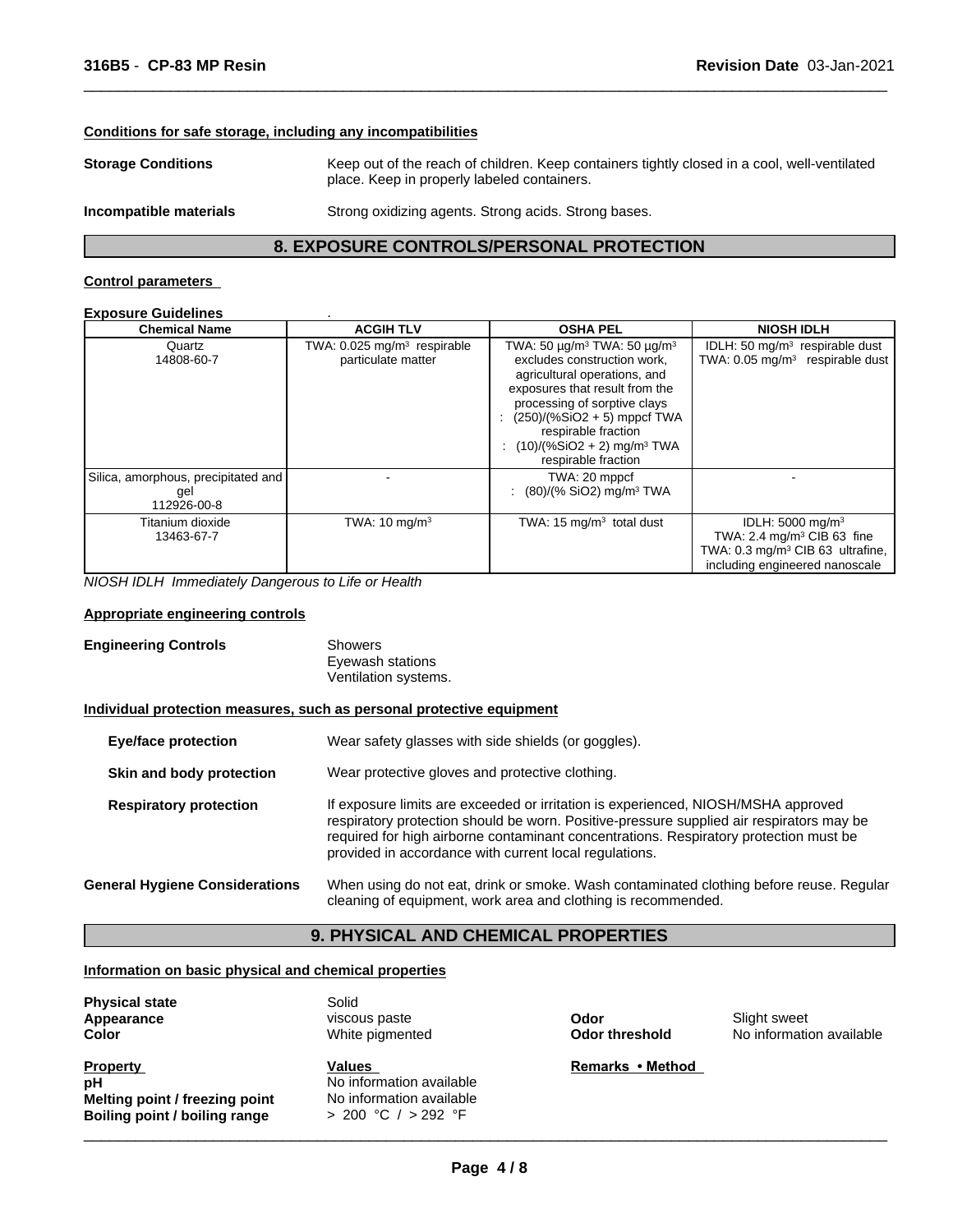#### Conditions for safe storage, including any incompatibilities

**Storage Conditions** Keep out of the reach of children. Keep containers tightly closed in a cool, well-ventilated place. Keep in properly labeled containers.

**Incompatible materials** Strong oxidizing agents. Strong acids. Strong bases.

## 8. EXPOSURE CONTROLS/PERSONAL PROTECTION

#### Control parameters

**Exposure Guidelines** .

| Chemical Name | ACGIH TLV | OSHA PEL | NIOSH IDLH |
|---|---|---|---|
| Quartz 14808-60-7 | TWA: 0.025 mg/m³ respirable particulate matter | TWA: 50 µg/m³ TWA: 50 µg/m³ excludes construction work, agricultural operations, and exposures that result from the processing of sorptive clays : (250)/(%SiO2 + 5) mppcf TWA respirable fraction : (10)/(%SiO2 + 2) mg/m³ TWA respirable fraction | IDLH: 50 mg/m³ respirable dust TWA: 0.05 mg/m³ respirable dust |
| Silica, amorphous, precipitated and gel 112926-00-8 | - | TWA: 20 mppcf : (80)/(% SiO2) mg/m³ TWA | - |
| Titanium dioxide 13463-67-7 | TWA: 10 mg/m³ | TWA: 15 mg/m³ total dust | IDLH: 5000 mg/m³ TWA: 2.4 mg/m³ CIB 63 fine TWA: 0.3 mg/m³ CIB 63 ultrafine, including engineered nanoscale |

*NIOSH IDLH Immediately Dangerous to Life or Health*

#### Appropriate engineering controls

**Engineering Controls** Showers
Eyewash stations
Ventilation systems.

#### Individual protection measures, such as personal protective equipment

**Eye/face protection** Wear safety glasses with side shields (or goggles).

**Skin and body protection** Wear protective gloves and protective clothing.

**Respiratory protection** If exposure limits are exceeded or irritation is experienced, NIOSH/MSHA approved respiratory protection should be worn. Positive-pressure supplied air respirators may be required for high airborne contaminant concentrations. Respiratory protection must be provided in accordance with current local regulations.

**General Hygiene Considerations** When using do not eat, drink or smoke. Wash contaminated clothing before reuse. Regular cleaning of equipment, work area and clothing is recommended.

## 9. PHYSICAL AND CHEMICAL PROPERTIES

#### Information on basic physical and chemical properties

**Physical state** Solid
**Appearance** viscous paste
**Color** White pigmented
**Odor** Slight sweet
**Odor threshold** No information available

| Property | Values | Remarks • Method |
|---|---|---|
| **pH** | No information available | |
| **Melting point / freezing point** | No information available | |
| **Boiling point / boiling range** | > 200 °C / > 292 °F | |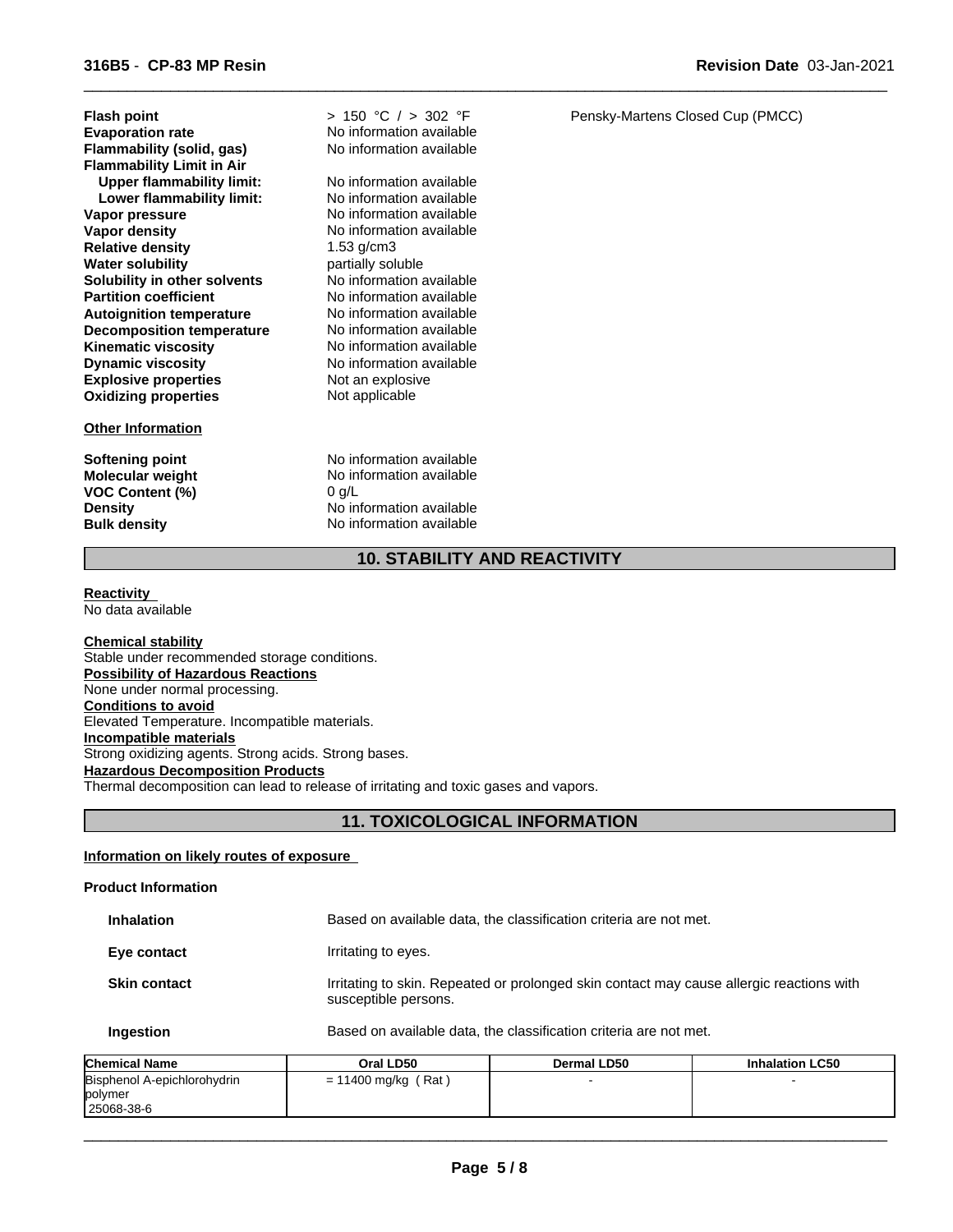| | | |
|---|---|---|
| **Flash point** | > 150 °C / > 302 °F | Pensky-Martens Closed Cup (PMCC) |
| **Evaporation rate** | No information available | |
| **Flammability (solid, gas)** | No information available | |
| **Flammability Limit in Air** | | |
| **Upper flammability limit:** | No information available | |
| **Lower flammability limit:** | No information available | |
| **Vapor pressure** | No information available | |
| **Vapor density** | No information available | |
| **Relative density** | 1.53 g/cm3 | |
| **Water solubility** | partially soluble | |
| **Solubility in other solvents** | No information available | |
| **Partition coefficient** | No information available | |
| **Autoignition temperature** | No information available | |
| **Decomposition temperature** | No information available | |
| **Kinematic viscosity** | No information available | |
| **Dynamic viscosity** | No information available | |
| **Explosive properties** | Not an explosive | |
| **Oxidizing properties** | Not applicable | |

**Other Information**

| | |
|---|---|
| **Softening point** | No information available |
| **Molecular weight** | No information available |
| **VOC Content (%)** | 0 g/L |
| **Density** | No information available |
| **Bulk density** | No information available |

## 10. STABILITY AND REACTIVITY

**Reactivity**
No data available

**Chemical stability**
Stable under recommended storage conditions.

**Possibility of Hazardous Reactions**
None under normal processing.

**Conditions to avoid**
Elevated Temperature. Incompatible materials.

**Incompatible materials**
Strong oxidizing agents. Strong acids. Strong bases.

**Hazardous Decomposition Products**
Thermal decomposition can lead to release of irritating and toxic gases and vapors.

## 11. TOXICOLOGICAL INFORMATION

**Information on likely routes of exposure**

**Product Information**

| | |
|---|---|
| **Inhalation** | Based on available data, the classification criteria are not met. |
| **Eye contact** | Irritating to eyes. |
| **Skin contact** | Irritating to skin. Repeated or prolonged skin contact may cause allergic reactions with susceptible persons. |
| **Ingestion** | Based on available data, the classification criteria are not met. |

| Chemical Name | Oral LD50 | Dermal LD50 | Inhalation LC50 |
|---|---|---|---|
| Bisphenol A-epichlorohydrin polymer 25068-38-6 | = 11400 mg/kg ( Rat ) | - | - |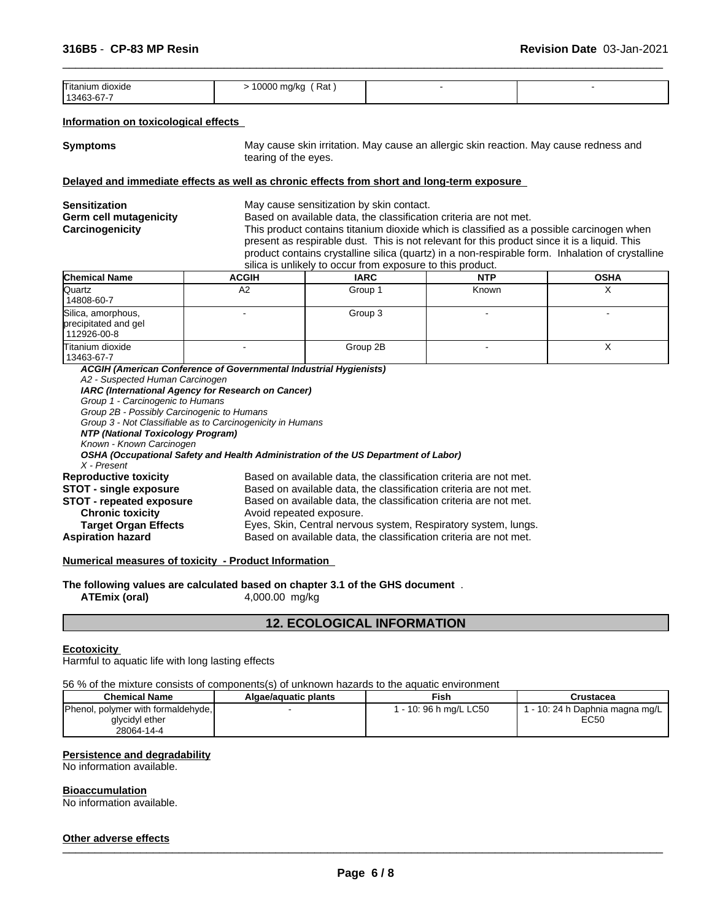| Titanium dioxide 13463-67-7 | > 10000 mg/kg ( Rat ) | - | - |
|---|---|---|---|

**Information on toxicological effects**

**Symptoms** May cause skin irritation. May cause an allergic skin reaction. May cause redness and tearing of the eyes.

**Delayed and immediate effects as well as chronic effects from short and long-term exposure**

**Sensitization** May cause sensitization by skin contact.

**Germ cell mutagenicity** Based on available data, the classification criteria are not met.

**Carcinogenicity** This product contains titanium dioxide which is classified as a possible carcinogen when present as respirable dust. This is not relevant for this product since it is a liquid. This product contains crystalline silica (quartz) in a non-respirable form. Inhalation of crystalline silica is unlikely to occur from exposure to this product.

| Chemical Name | ACGIH | IARC | NTP | OSHA |
|---|---|---|---|---|
| Quartz 14808-60-7 | A2 | Group 1 | Known | X |
| Silica, amorphous, precipitated and gel 112926-00-8 | - | Group 3 | - | - |
| Titanium dioxide 13463-67-7 | - | Group 2B | - | X |

***ACGIH (American Conference of Governmental Industrial Hygienists)***
*A2 - Suspected Human Carcinogen*
***IARC (International Agency for Research on Cancer)***
*Group 1 - Carcinogenic to Humans*
*Group 2B - Possibly Carcinogenic to Humans*
*Group 3 - Not Classifiable as to Carcinogenicity in Humans*
***NTP (National Toxicology Program)***
*Known - Known Carcinogen*
***OSHA (Occupational Safety and Health Administration of the US Department of Labor)***
*X - Present*

**Reproductive toxicity** Based on available data, the classification criteria are not met.
**STOT - single exposure** Based on available data, the classification criteria are not met.
**STOT - repeated exposure** Based on available data, the classification criteria are not met.
**Chronic toxicity** Avoid repeated exposure.
**Target Organ Effects** Eyes, Skin, Central nervous system, Respiratory system, lungs.
**Aspiration hazard** Based on available data, the classification criteria are not met.

**Numerical measures of toxicity - Product Information**

**The following values are calculated based on chapter 3.1 of the GHS document** .
**ATEmix (oral)** 4,000.00 mg/kg

## 12. ECOLOGICAL INFORMATION

**Ecotoxicity**
Harmful to aquatic life with long lasting effects

56 % of the mixture consists of components(s) of unknown hazards to the aquatic environment

| Chemical Name | Algae/aquatic plants | Fish | Crustacea |
|---|---|---|---|
| Phenol, polymer with formaldehyde, glycidyl ether 28064-14-4 | - | 1 - 10: 96 h mg/L LC50 | 1 - 10: 24 h Daphnia magna mg/L EC50 |

**Persistence and degradability**
No information available.

**Bioaccumulation**
No information available.

**Other adverse effects**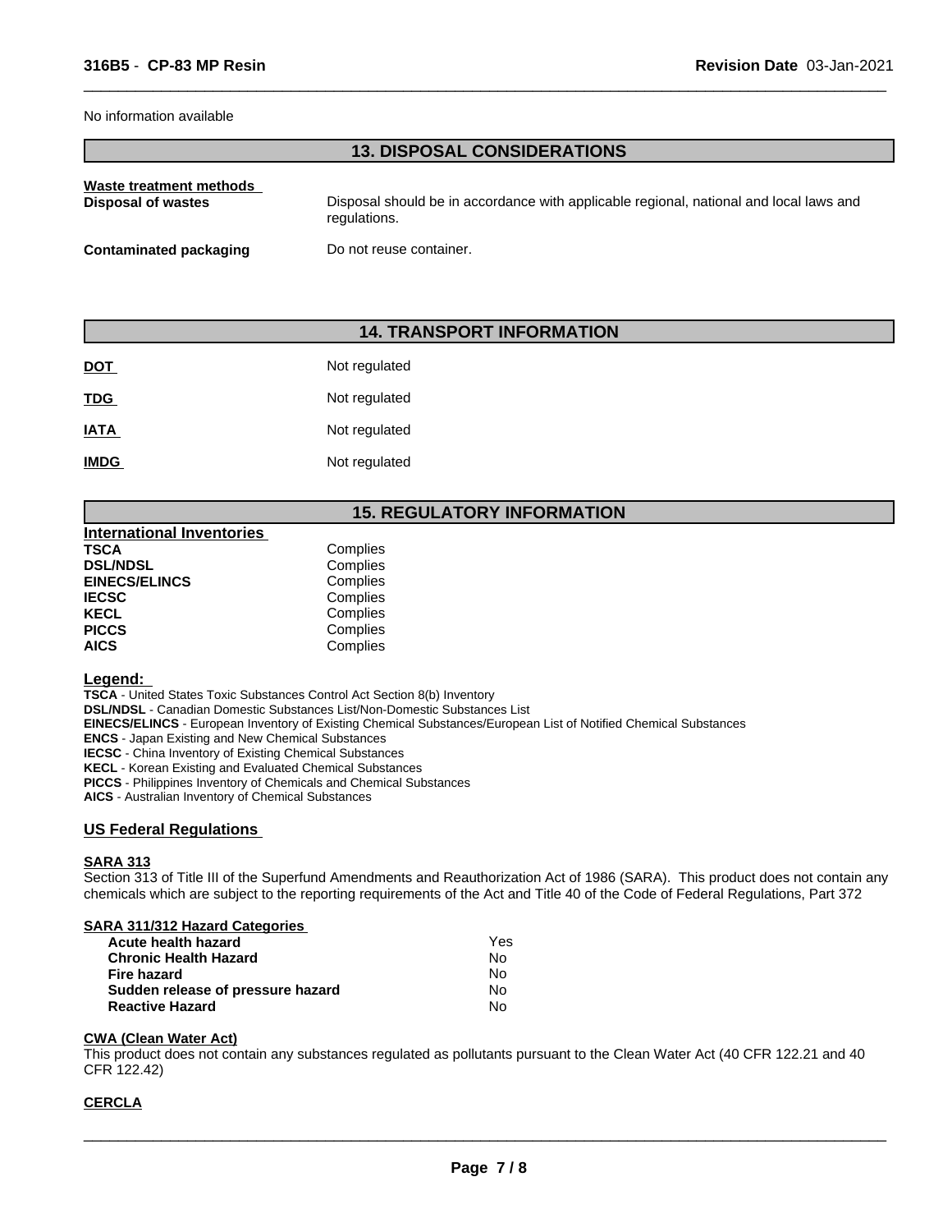No information available

## 13. DISPOSAL CONSIDERATIONS

**Waste treatment methods**

| | |
|---|---|
| **Disposal of wastes** | Disposal should be in accordance with applicable regional, national and local laws and regulations. |
| **Contaminated packaging** | Do not reuse container. |

## 14. TRANSPORT INFORMATION

| | |
|---|---|
| **DOT** | Not regulated |
| **TDG** | Not regulated |
| **IATA** | Not regulated |
| **IMDG** | Not regulated |

## 15. REGULATORY INFORMATION

**International Inventories**

| | |
|---|---|
| **TSCA** | Complies |
| **DSL/NDSL** | Complies |
| **EINECS/ELINCS** | Complies |
| **IECSC** | Complies |
| **KECL** | Complies |
| **PICCS** | Complies |
| **AICS** | Complies |

**Legend:**

**TSCA** - United States Toxic Substances Control Act Section 8(b) Inventory
**DSL/NDSL** - Canadian Domestic Substances List/Non-Domestic Substances List
**EINECS/ELINCS** - European Inventory of Existing Chemical Substances/European List of Notified Chemical Substances
**ENCS** - Japan Existing and New Chemical Substances
**IECSC** - China Inventory of Existing Chemical Substances
**KECL** - Korean Existing and Evaluated Chemical Substances
**PICCS** - Philippines Inventory of Chemicals and Chemical Substances
**AICS** - Australian Inventory of Chemical Substances

### US Federal Regulations

**SARA 313**

Section 313 of Title III of the Superfund Amendments and Reauthorization Act of 1986 (SARA). This product does not contain any chemicals which are subject to the reporting requirements of the Act and Title 40 of the Code of Federal Regulations, Part 372

**SARA 311/312 Hazard Categories**

| | |
|---|---|
| **Acute health hazard** | Yes |
| **Chronic Health Hazard** | No |
| **Fire hazard** | No |
| **Sudden release of pressure hazard** | No |
| **Reactive Hazard** | No |

**CWA (Clean Water Act)**

This product does not contain any substances regulated as pollutants pursuant to the Clean Water Act (40 CFR 122.21 and 40 CFR 122.42)

**CERCLA**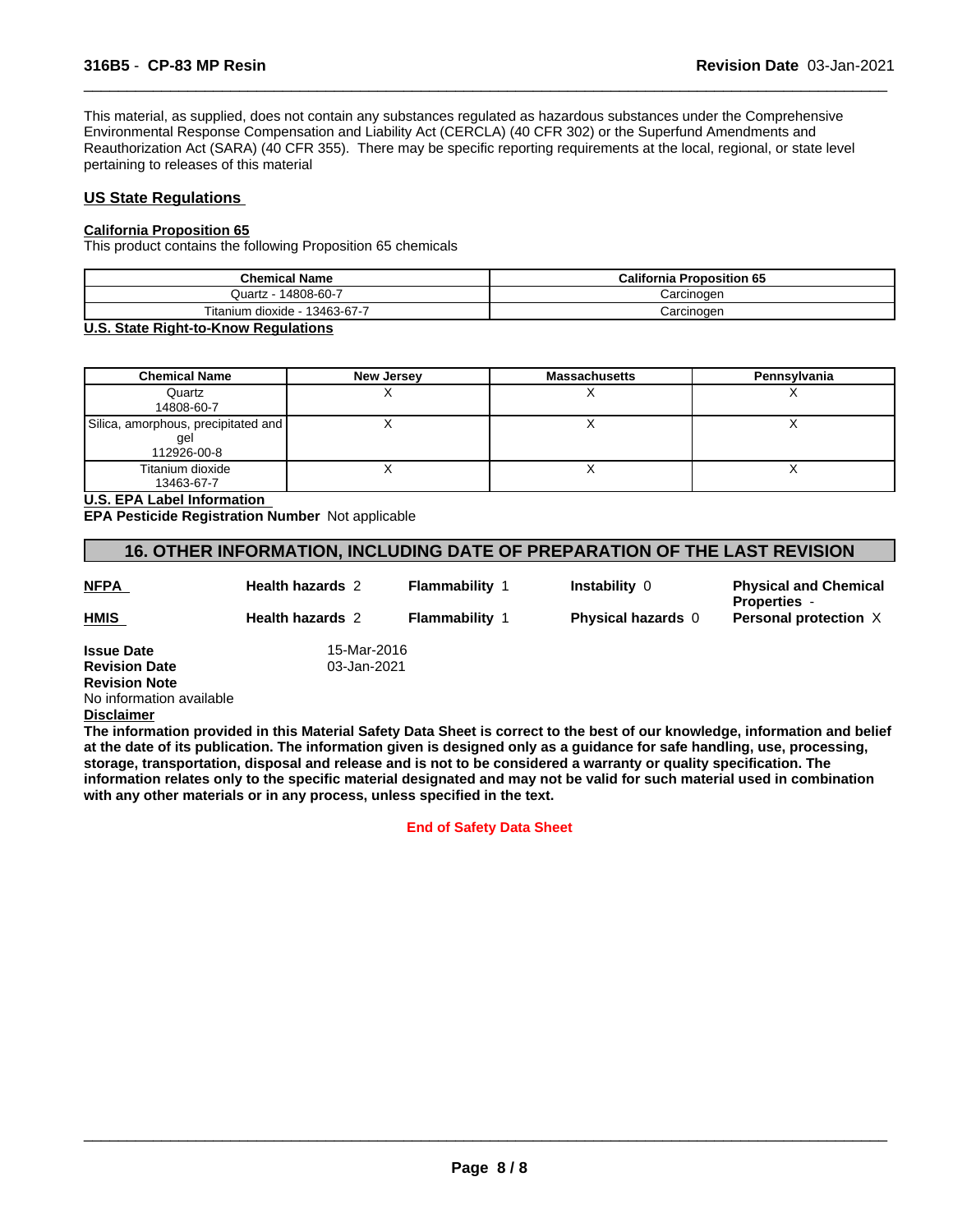This material, as supplied, does not contain any substances regulated as hazardous substances under the Comprehensive Environmental Response Compensation and Liability Act (CERCLA) (40 CFR 302) or the Superfund Amendments and Reauthorization Act (SARA) (40 CFR 355). There may be specific reporting requirements at the local, regional, or state level pertaining to releases of this material

## US State Regulations

### California Proposition 65

This product contains the following Proposition 65 chemicals

| Chemical Name | California Proposition 65 |
|---|---|
| Quartz - 14808-60-7 | Carcinogen |
| Titanium dioxide - 13463-67-7 | Carcinogen |

### U.S. State Right-to-Know Regulations

| Chemical Name | New Jersey | Massachusetts | Pennsylvania |
|---|---|---|---|
| Quartz<br>14808-60-7 | X | X | X |
| Silica, amorphous, precipitated and gel<br>112926-00-8 | X | X | X |
| Titanium dioxide<br>13463-67-7 | X | X | X |

### U.S. EPA Label Information

**EPA Pesticide Registration Number** Not applicable

## 16. OTHER INFORMATION, INCLUDING DATE OF PREPARATION OF THE LAST REVISION

| | | | | |
|---|---|---|---|---|
| **NFPA** | **Health hazards** 2 | **Flammability** 1 | **Instability** 0 | **Physical and Chemical Properties** - |
| **HMIS** | **Health hazards** 2 | **Flammability** 1 | **Physical hazards** 0 | **Personal protection** X |

**Issue Date** 15-Mar-2016
**Revision Date** 03-Jan-2021
**Revision Note**
No information available

**Disclaimer**

**The information provided in this Material Safety Data Sheet is correct to the best of our knowledge, information and belief at the date of its publication. The information given is designed only as a guidance for safe handling, use, processing, storage, transportation, disposal and release and is not to be considered a warranty or quality specification. The information relates only to the specific material designated and may not be valid for such material used in combination with any other materials or in any process, unless specified in the text.**

**End of Safety Data Sheet**